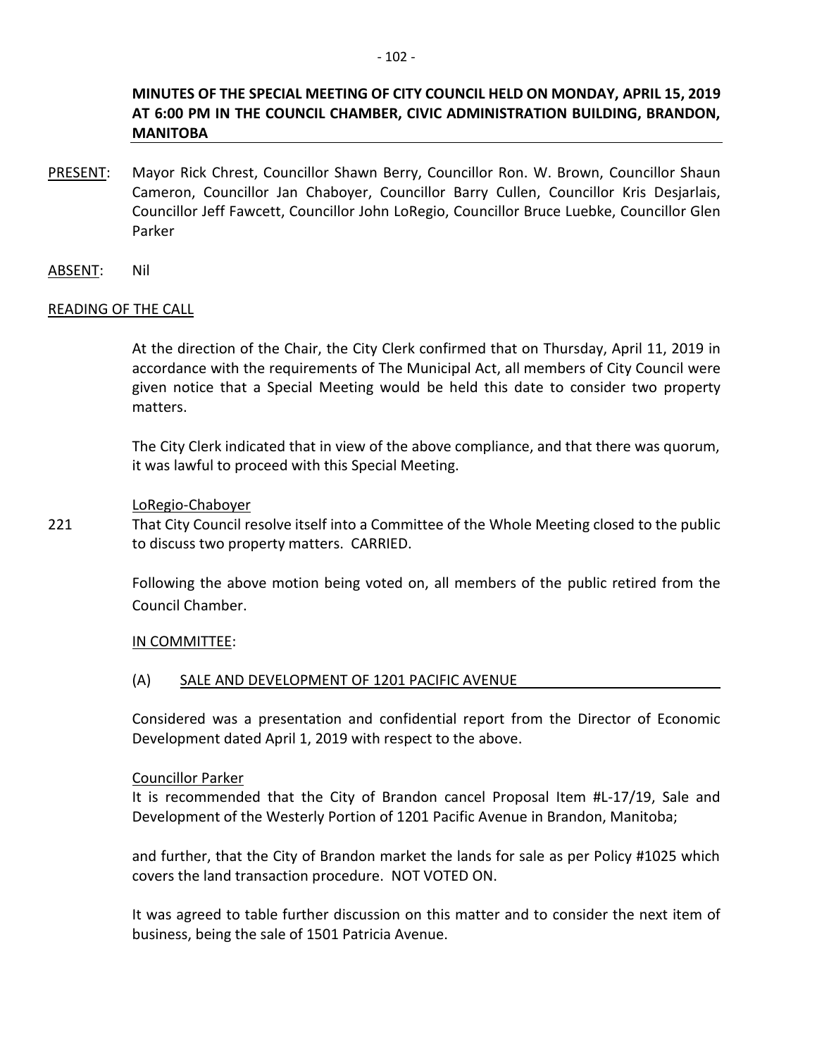**MINUTES OF THE SPECIAL MEETING OF CITY COUNCIL HELD ON MONDAY, APRIL 15, 2019 AT 6:00 PM IN THE COUNCIL CHAMBER, CIVIC ADMINISTRATION BUILDING, BRANDON, MANITOBA**

PRESENT: Mayor Rick Chrest, Councillor Shawn Berry, Councillor Ron. W. Brown, Councillor Shaun Cameron, Councillor Jan Chaboyer, Councillor Barry Cullen, Councillor Kris Desjarlais, Councillor Jeff Fawcett, Councillor John LoRegio, Councillor Bruce Luebke, Councillor Glen Parker

ABSENT: Nil

READING OF THE CALL

At the direction of the Chair, the City Clerk confirmed that on Thursday, April 11, 2019 in accordance with the requirements of The Municipal Act, all members of City Council were given notice that a Special Meeting would be held this date to consider two property matters.

The City Clerk indicated that in view of the above compliance, and that there was quorum, it was lawful to proceed with this Special Meeting.

LoRegio-Chaboyer

221 That City Council resolve itself into a Committee of the Whole Meeting closed to the public to discuss two property matters. CARRIED.

Following the above motion being voted on, all members of the public retired from the Council Chamber.

IN COMMITTEE:

(A) SALE AND DEVELOPMENT OF 1201 PACIFIC AVENUE

Considered was a presentation and confidential report from the Director of Economic Development dated April 1, 2019 with respect to the above.

Councillor Parker

It is recommended that the City of Brandon cancel Proposal Item #L-17/19, Sale and Development of the Westerly Portion of 1201 Pacific Avenue in Brandon, Manitoba;

and further, that the City of Brandon market the lands for sale as per Policy #1025 which covers the land transaction procedure. NOT VOTED ON.

It was agreed to table further discussion on this matter and to consider the next item of business, being the sale of 1501 Patricia Avenue.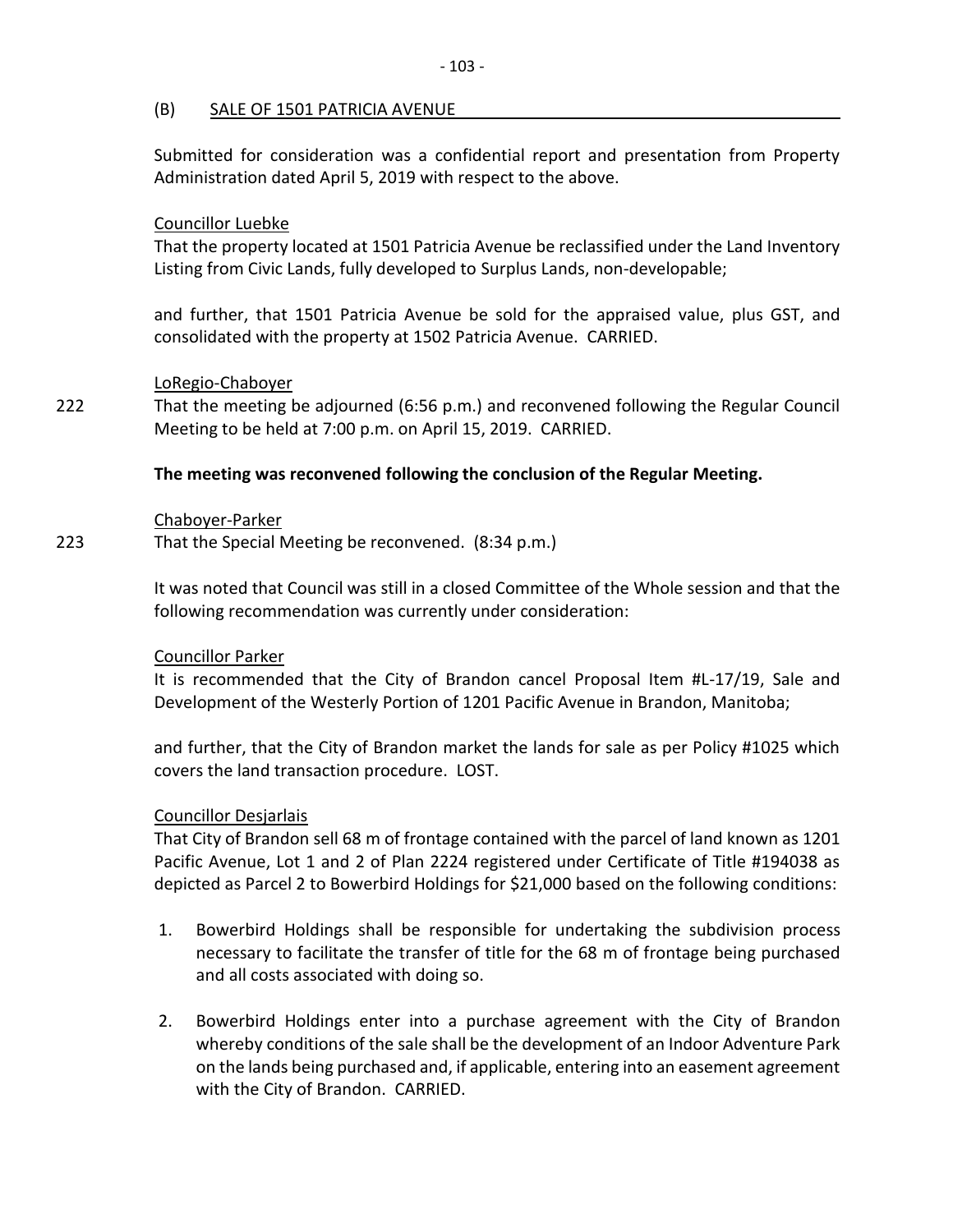### (B) SALE OF 1501 PATRICIA AVENUE

Submitted for consideration was a confidential report and presentation from Property Administration dated April 5, 2019 with respect to the above.

Councillor Luebke
That the property located at 1501 Patricia Avenue be reclassified under the Land Inventory Listing from Civic Lands, fully developed to Surplus Lands, non-developable;

and further, that 1501 Patricia Avenue be sold for the appraised value, plus GST, and consolidated with the property at 1502 Patricia Avenue. CARRIED.

LoRegio-Chaboyer
222 That the meeting be adjourned (6:56 p.m.) and reconvened following the Regular Council Meeting to be held at 7:00 p.m. on April 15, 2019. CARRIED.

**The meeting was reconvened following the conclusion of the Regular Meeting.**

Chaboyer-Parker
223 That the Special Meeting be reconvened. (8:34 p.m.)

It was noted that Council was still in a closed Committee of the Whole session and that the following recommendation was currently under consideration:

Councillor Parker
It is recommended that the City of Brandon cancel Proposal Item #L-17/19, Sale and Development of the Westerly Portion of 1201 Pacific Avenue in Brandon, Manitoba;

and further, that the City of Brandon market the lands for sale as per Policy #1025 which covers the land transaction procedure. LOST.

Councillor Desjarlais
That City of Brandon sell 68 m of frontage contained with the parcel of land known as 1201 Pacific Avenue, Lot 1 and 2 of Plan 2224 registered under Certificate of Title #194038 as depicted as Parcel 2 to Bowerbird Holdings for $21,000 based on the following conditions:

1. Bowerbird Holdings shall be responsible for undertaking the subdivision process necessary to facilitate the transfer of title for the 68 m of frontage being purchased and all costs associated with doing so.
2. Bowerbird Holdings enter into a purchase agreement with the City of Brandon whereby conditions of the sale shall be the development of an Indoor Adventure Park on the lands being purchased and, if applicable, entering into an easement agreement with the City of Brandon. CARRIED.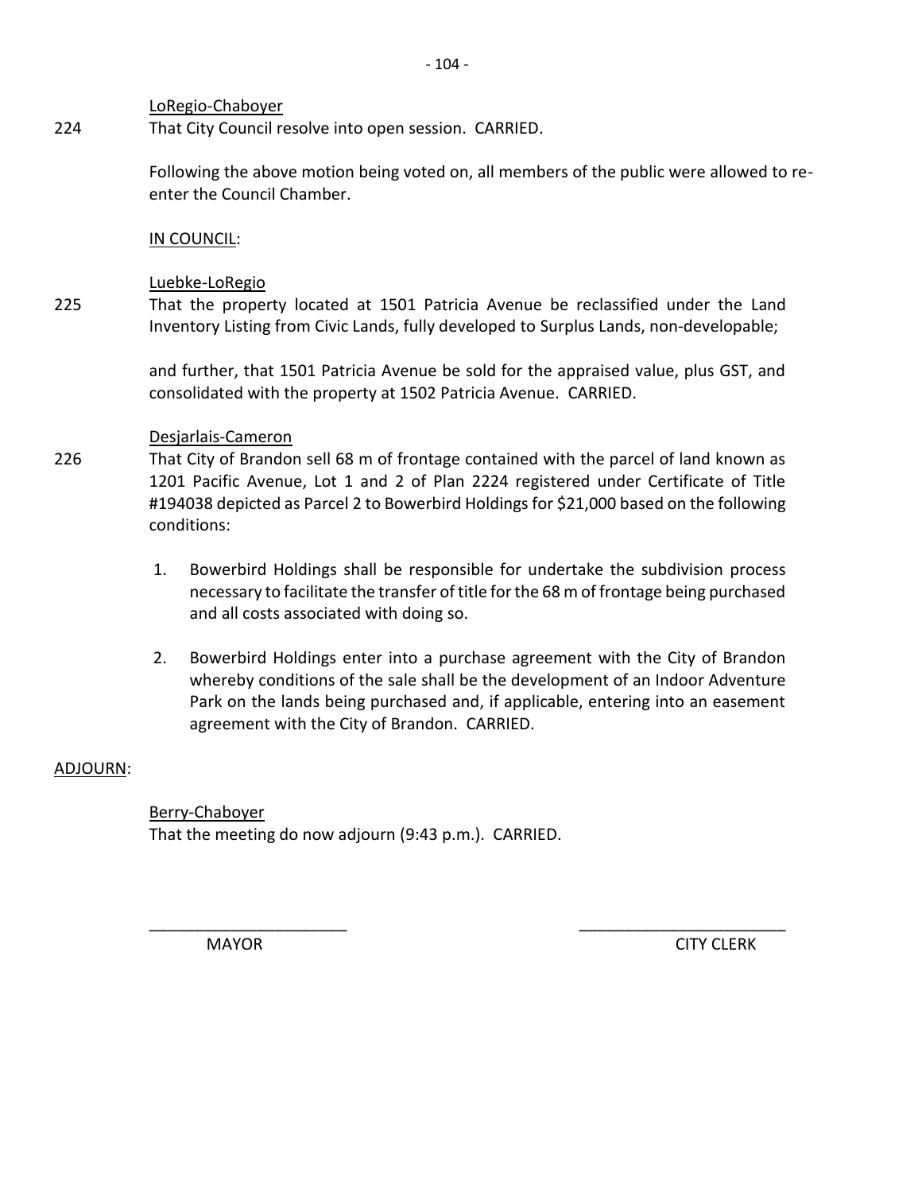LoRegio-Chaboyer

224 That City Council resolve into open session. CARRIED.

Following the above motion being voted on, all members of the public were allowed to re-enter the Council Chamber.

IN COUNCIL:

Luebke-LoRegio

225 That the property located at 1501 Patricia Avenue be reclassified under the Land Inventory Listing from Civic Lands, fully developed to Surplus Lands, non-developable;

and further, that 1501 Patricia Avenue be sold for the appraised value, plus GST, and consolidated with the property at 1502 Patricia Avenue. CARRIED.

Desjarlais-Cameron

226 That City of Brandon sell 68 m of frontage contained with the parcel of land known as 1201 Pacific Avenue, Lot 1 and 2 of Plan 2224 registered under Certificate of Title #194038 depicted as Parcel 2 to Bowerbird Holdings for $21,000 based on the following conditions:

1. Bowerbird Holdings shall be responsible for undertake the subdivision process necessary to facilitate the transfer of title for the 68 m of frontage being purchased and all costs associated with doing so.

2. Bowerbird Holdings enter into a purchase agreement with the City of Brandon whereby conditions of the sale shall be the development of an Indoor Adventure Park on the lands being purchased and, if applicable, entering into an easement agreement with the City of Brandon. CARRIED.

ADJOURN:

Berry-Chaboyer

That the meeting do now adjourn (9:43 p.m.). CARRIED.

______________________ ______________________

MAYOR CITY CLERK